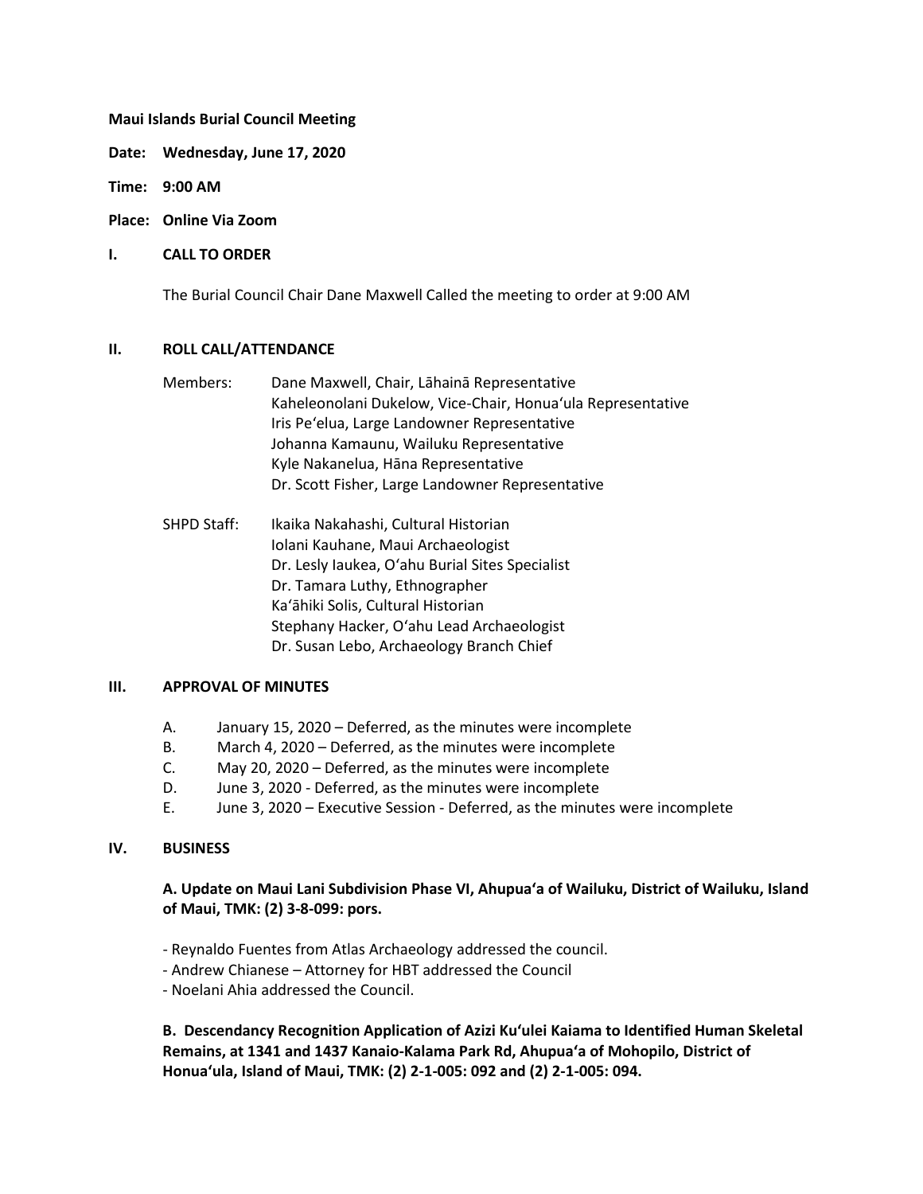**Maui Islands Burial Council Meeting**

**Date: Wednesday, June 17, 2020**

**Time: 9:00 AM**

**Place: Online Via Zoom**

## I. CALL TO ORDER

The Burial Council Chair Dane Maxwell Called the meeting to order at 9:00 AM

## II. ROLL CALL/ATTENDANCE

Members:
- Dane Maxwell, Chair, Lāhainā Representative
- Kaheleonolani Dukelow, Vice-Chair, Honuaʻula Representative
- Iris Peʻelua, Large Landowner Representative
- Johanna Kamaunu, Wailuku Representative
- Kyle Nakanelua, Hāna Representative
- Dr. Scott Fisher, Large Landowner Representative

SHPD Staff:
- Ikaika Nakahashi, Cultural Historian
- Iolani Kauhane, Maui Archaeologist
- Dr. Lesly Iaukea, Oʻahu Burial Sites Specialist
- Dr. Tamara Luthy, Ethnographer
- Kaʻāhiki Solis, Cultural Historian
- Stephany Hacker, Oʻahu Lead Archaeologist
- Dr. Susan Lebo, Archaeology Branch Chief

## III. APPROVAL OF MINUTES

A. January 15, 2020 – Deferred, as the minutes were incomplete
B. March 4, 2020 – Deferred, as the minutes were incomplete
C. May 20, 2020 – Deferred, as the minutes were incomplete
D. June 3, 2020 - Deferred, as the minutes were incomplete
E. June 3, 2020 – Executive Session - Deferred, as the minutes were incomplete

## IV. BUSINESS

**A. Update on Maui Lani Subdivision Phase VI, Ahupuaʻa of Wailuku, District of Wailuku, Island of Maui, TMK: (2) 3-8-099: pors.**

- Reynaldo Fuentes from Atlas Archaeology addressed the council.
- Andrew Chianese – Attorney for HBT addressed the Council
- Noelani Ahia addressed the Council.

**B. Descendancy Recognition Application of Azizi Kuʻulei Kaiama to Identified Human Skeletal Remains, at 1341 and 1437 Kanaio-Kalama Park Rd, Ahupuaʻa of Mohopilo, District of Honuaʻula, Island of Maui, TMK: (2) 2-1-005: 092 and (2) 2-1-005: 094.**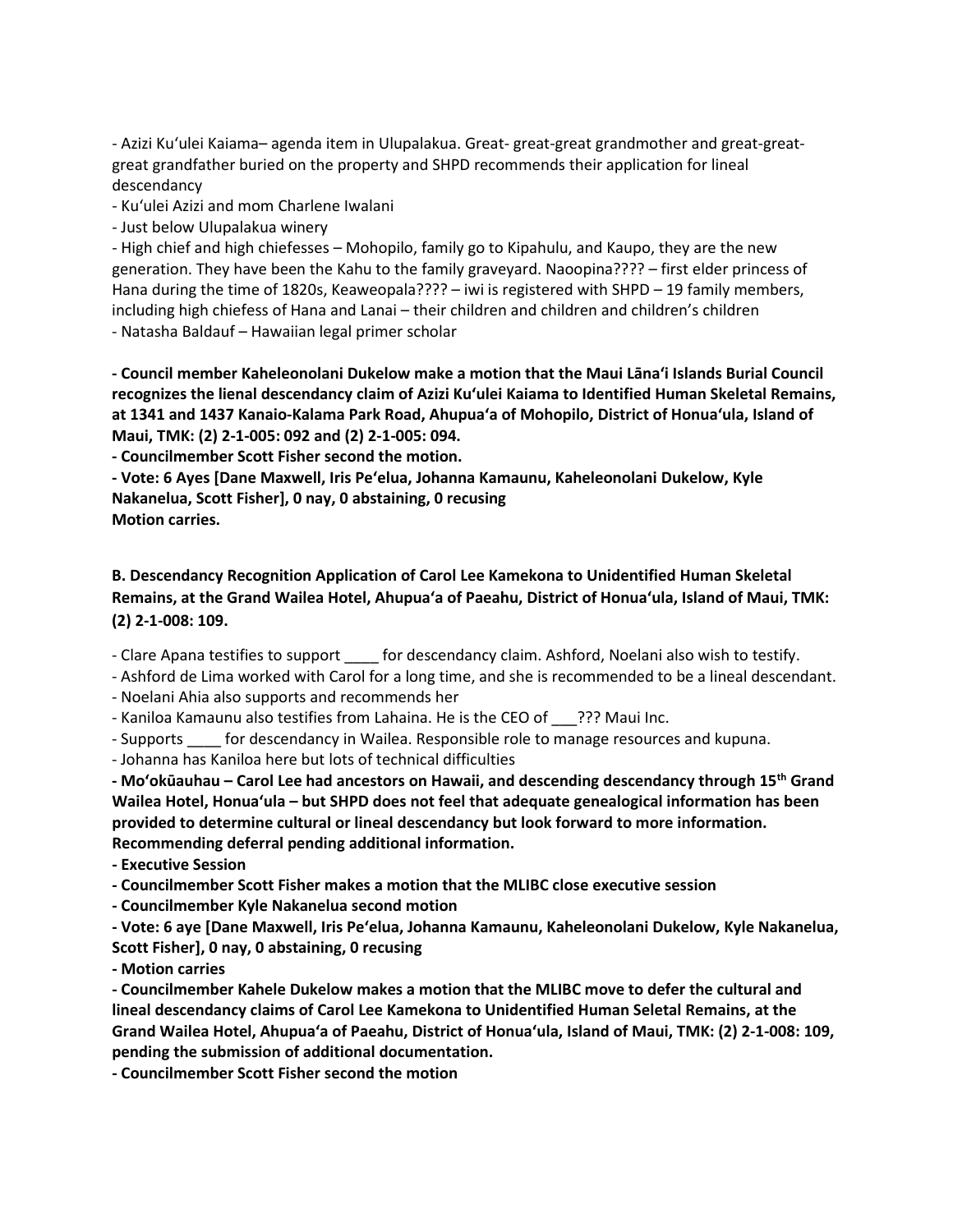- Azizi Kuʻulei Kaiama– agenda item in Ulupalakua. Great- great-great grandmother and great-great-great grandfather buried on the property and SHPD recommends their application for lineal descendancy
- Kuʻulei Azizi and mom Charlene Iwalani
- Just below Ulupalakua winery
- High chief and high chiefesses – Mohopilo, family go to Kipahulu, and Kaupo, they are the new generation. They have been the Kahu to the family graveyard. Naoopina???? – first elder princess of Hana during the time of 1820s, Keaweopala???? – iwi is registered with SHPD – 19 family members, including high chiefess of Hana and Lanai – their children and children and children's children
- Natasha Baldauf – Hawaiian legal primer scholar

**- Council member Kaheleonolani Dukelow make a motion that the Maui Lānaʻi Islands Burial Council recognizes the lienal descendancy claim of Azizi Kuʻulei Kaiama to Identified Human Skeletal Remains, at 1341 and 1437 Kanaio-Kalama Park Road, Ahupuaʻa of Mohopilo, District of Honuaʻula, Island of Maui, TMK: (2) 2-1-005: 092 and (2) 2-1-005: 094.**
**- Councilmember Scott Fisher second the motion.**
**- Vote: 6 Ayes [Dane Maxwell, Iris Peʻelua, Johanna Kamaunu, Kaheleonolani Dukelow, Kyle Nakanelua, Scott Fisher], 0 nay, 0 abstaining, 0 recusing**
**Motion carries.**

**B. Descendancy Recognition Application of Carol Lee Kamekona to Unidentified Human Skeletal Remains, at the Grand Wailea Hotel, Ahupuaʻa of Paeahu, District of Honuaʻula, Island of Maui, TMK: (2) 2-1-008: 109.**

- Clare Apana testifies to support ____ for descendancy claim. Ashford, Noelani also wish to testify.
- Ashford de Lima worked with Carol for a long time, and she is recommended to be a lineal descendant.
- Noelani Ahia also supports and recommends her
- Kaniloa Kamaunu also testifies from Lahaina. He is the CEO of ___??? Maui Inc.
- Supports ____ for descendancy in Wailea. Responsible role to manage resources and kupuna.
- Johanna has Kaniloa here but lots of technical difficulties

**- Moʻokūauhau – Carol Lee had ancestors on Hawaii, and descending descendancy through 15th Grand Wailea Hotel, Honuaʻula – but SHPD does not feel that adequate genealogical information has been provided to determine cultural or lineal descendancy but look forward to more information. Recommending deferral pending additional information.**
**- Executive Session**
**- Councilmember Scott Fisher makes a motion that the MLIBC close executive session**
**- Councilmember Kyle Nakanelua second motion**
**- Vote: 6 aye [Dane Maxwell, Iris Peʻelua, Johanna Kamaunu, Kaheleonolani Dukelow, Kyle Nakanelua, Scott Fisher], 0 nay, 0 abstaining, 0 recusing**
**- Motion carries**
**- Councilmember Kahele Dukelow makes a motion that the MLIBC move to defer the cultural and lineal descendancy claims of Carol Lee Kamekona to Unidentified Human Seletal Remains, at the Grand Wailea Hotel, Ahupuaʻa of Paeahu, District of Honuaʻula, Island of Maui, TMK: (2) 2-1-008: 109, pending the submission of additional documentation.**
**- Councilmember Scott Fisher second the motion**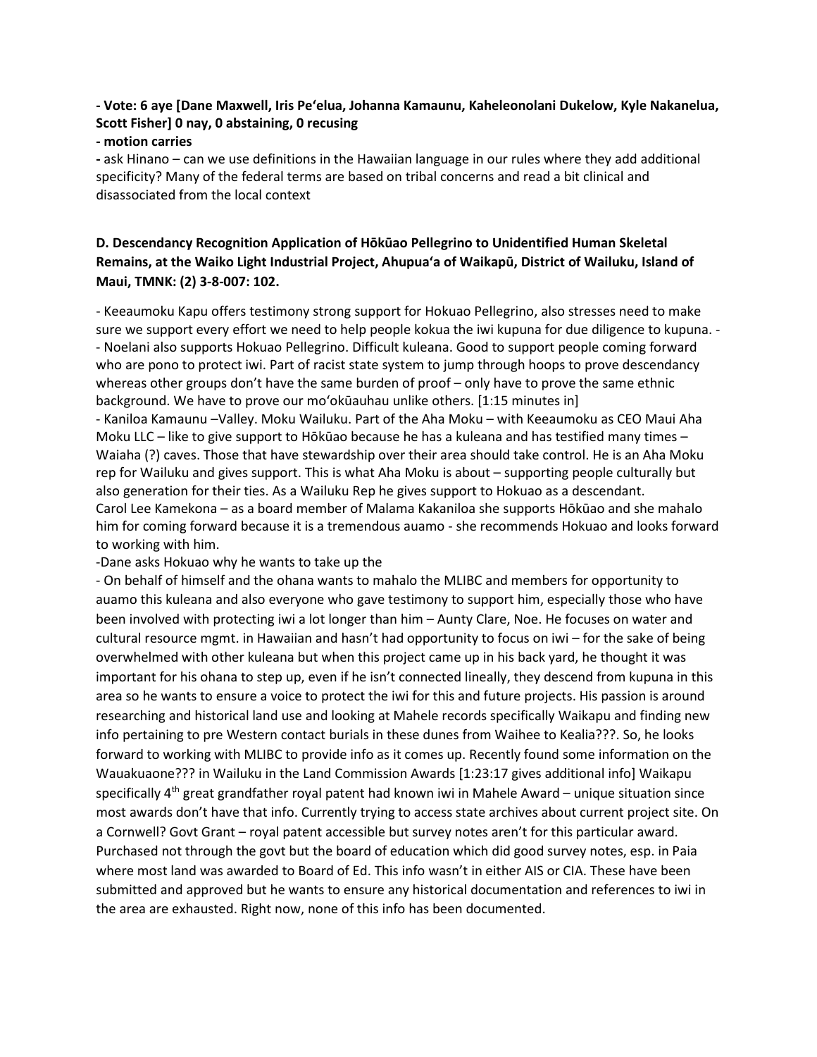**- Vote: 6 aye [Dane Maxwell, Iris Pe'elua, Johanna Kamaunu, Kaheleonolani Dukelow, Kyle Nakanelua, Scott Fisher] 0 nay, 0 abstaining, 0 recusing**

**- motion carries**

**-** ask Hinano – can we use definitions in the Hawaiian language in our rules where they add additional specificity? Many of the federal terms are based on tribal concerns and read a bit clinical and disassociated from the local context

**D. Descendancy Recognition Application of Hōkūao Pellegrino to Unidentified Human Skeletal Remains, at the Waiko Light Industrial Project, Ahupua'a of Waikapū, District of Wailuku, Island of Maui, TMNK: (2) 3-8-007: 102.**

- Keeaumoku Kapu offers testimony strong support for Hokuao Pellegrino, also stresses need to make sure we support every effort we need to help people kokua the iwi kupuna for due diligence to kupuna. -
- Noelani also supports Hokuao Pellegrino. Difficult kuleana. Good to support people coming forward who are pono to protect iwi. Part of racist state system to jump through hoops to prove descendancy whereas other groups don't have the same burden of proof – only have to prove the same ethnic background. We have to prove our mo'okūauhau unlike others. [1:15 minutes in]
- Kaniloa Kamaunu –Valley. Moku Wailuku. Part of the Aha Moku – with Keeaumoku as CEO Maui Aha Moku LLC – like to give support to Hōkūao because he has a kuleana and has testified many times – Waiaha (?) caves. Those that have stewardship over their area should take control. He is an Aha Moku rep for Wailuku and gives support. This is what Aha Moku is about – supporting people culturally but also generation for their ties. As a Wailuku Rep he gives support to Hokuao as a descendant.
Carol Lee Kamekona – as a board member of Malama Kakaniloa she supports Hōkūao and she mahalo him for coming forward because it is a tremendous auamo - she recommends Hokuao and looks forward to working with him.
-Dane asks Hokuao why he wants to take up the
- On behalf of himself and the ohana wants to mahalo the MLIBC and members for opportunity to auamo this kuleana and also everyone who gave testimony to support him, especially those who have been involved with protecting iwi a lot longer than him – Aunty Clare, Noe. He focuses on water and cultural resource mgmt. in Hawaiian and hasn't had opportunity to focus on iwi – for the sake of being overwhelmed with other kuleana but when this project came up in his back yard, he thought it was important for his ohana to step up, even if he isn't connected lineally, they descend from kupuna in this area so he wants to ensure a voice to protect the iwi for this and future projects. His passion is around researching and historical land use and looking at Mahele records specifically Waikapu and finding new info pertaining to pre Western contact burials in these dunes from Waihee to Kealia???. So, he looks forward to working with MLIBC to provide info as it comes up. Recently found some information on the Wauakuaone??? in Wailuku in the Land Commission Awards [1:23:17 gives additional info] Waikapu specifically 4th great grandfather royal patent had known iwi in Mahele Award – unique situation since most awards don't have that info. Currently trying to access state archives about current project site. On a Cornwell? Govt Grant – royal patent accessible but survey notes aren't for this particular award. Purchased not through the govt but the board of education which did good survey notes, esp. in Paia where most land was awarded to Board of Ed. This info wasn't in either AIS or CIA. These have been submitted and approved but he wants to ensure any historical documentation and references to iwi in the area are exhausted. Right now, none of this info has been documented.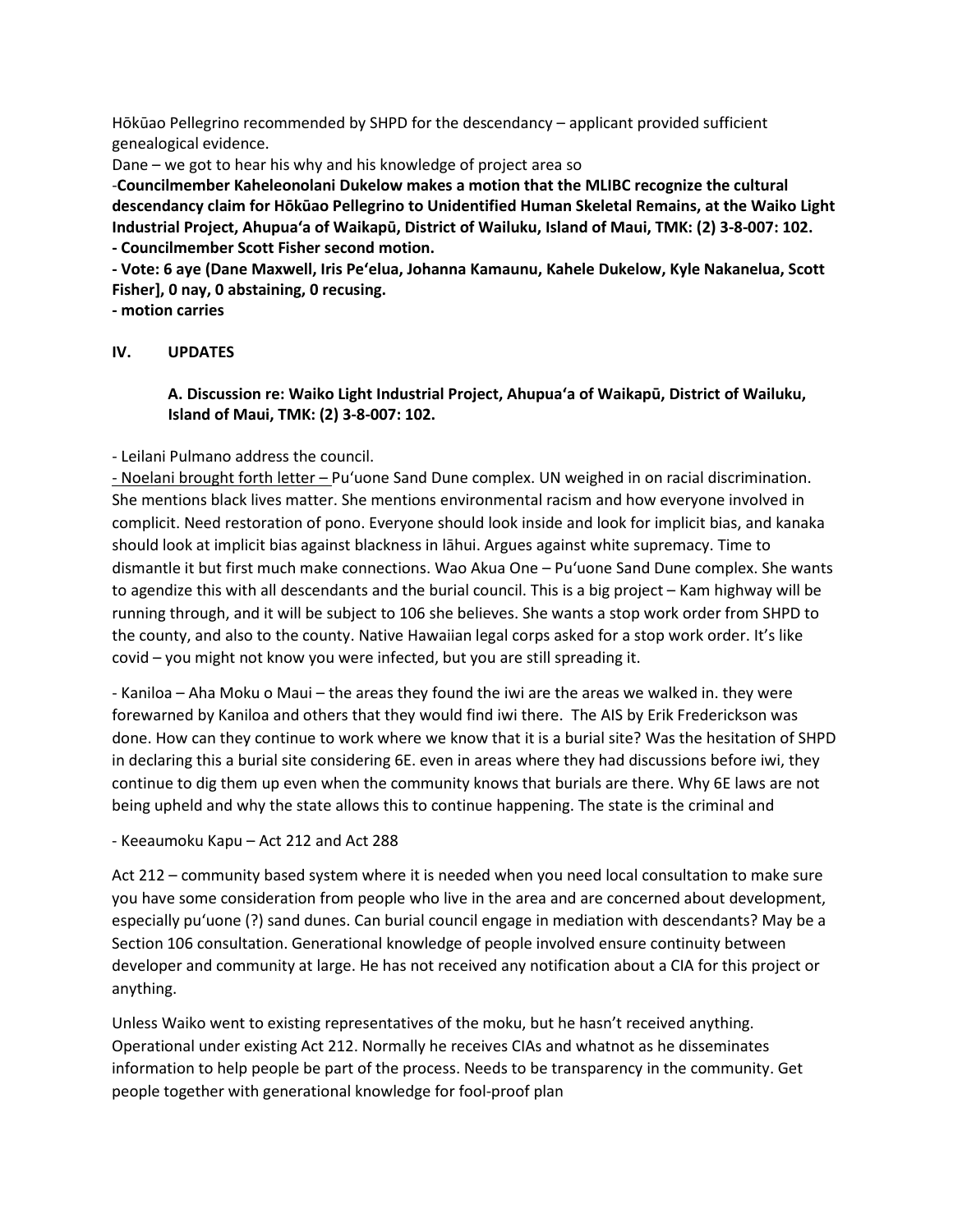Hōkūao Pellegrino recommended by SHPD for the descendancy – applicant provided sufficient genealogical evidence.

Dane – we got to hear his why and his knowledge of project area so

-**Councilmember Kaheleonolani Dukelow makes a motion that the MLIBC recognize the cultural descendancy claim for Hōkūao Pellegrino to Unidentified Human Skeletal Remains, at the Waiko Light Industrial Project, Ahupuaʻa of Waikapū, District of Wailuku, Island of Maui, TMK: (2) 3-8-007: 102.**

**- Councilmember Scott Fisher second motion.**

**- Vote: 6 aye (Dane Maxwell, Iris Peʻelua, Johanna Kamaunu, Kahele Dukelow, Kyle Nakanelua, Scott Fisher], 0 nay, 0 abstaining, 0 recusing.**

**- motion carries**

## IV. UPDATES

### A. Discussion re: Waiko Light Industrial Project, Ahupuaʻa of Waikapū, District of Wailuku, Island of Maui, TMK: (2) 3-8-007: 102.

- Leilani Pulmano address the council.

<u>- Noelani brought forth letter –</u> Puʻuone Sand Dune complex. UN weighed in on racial discrimination. She mentions black lives matter. She mentions environmental racism and how everyone involved in complicit. Need restoration of pono. Everyone should look inside and look for implicit bias, and kanaka should look at implicit bias against blackness in lāhui. Argues against white supremacy. Time to dismantle it but first much make connections. Wao Akua One – Puʻuone Sand Dune complex. She wants to agendize this with all descendants and the burial council. This is a big project – Kam highway will be running through, and it will be subject to 106 she believes. She wants a stop work order from SHPD to the county, and also to the county. Native Hawaiian legal corps asked for a stop work order. It's like covid – you might not know you were infected, but you are still spreading it.

- Kaniloa – Aha Moku o Maui – the areas they found the iwi are the areas we walked in. they were forewarned by Kaniloa and others that they would find iwi there. The AIS by Erik Frederickson was done. How can they continue to work where we know that it is a burial site? Was the hesitation of SHPD in declaring this a burial site considering 6E. even in areas where they had discussions before iwi, they continue to dig them up even when the community knows that burials are there. Why 6E laws are not being upheld and why the state allows this to continue happening. The state is the criminal and

- Keeaumoku Kapu – Act 212 and Act 288

Act 212 – community based system where it is needed when you need local consultation to make sure you have some consideration from people who live in the area and are concerned about development, especially puʻuone (?) sand dunes. Can burial council engage in mediation with descendants? May be a Section 106 consultation. Generational knowledge of people involved ensure continuity between developer and community at large. He has not received any notification about a CIA for this project or anything.

Unless Waiko went to existing representatives of the moku, but he hasn't received anything. Operational under existing Act 212. Normally he receives CIAs and whatnot as he disseminates information to help people be part of the process. Needs to be transparency in the community. Get people together with generational knowledge for fool-proof plan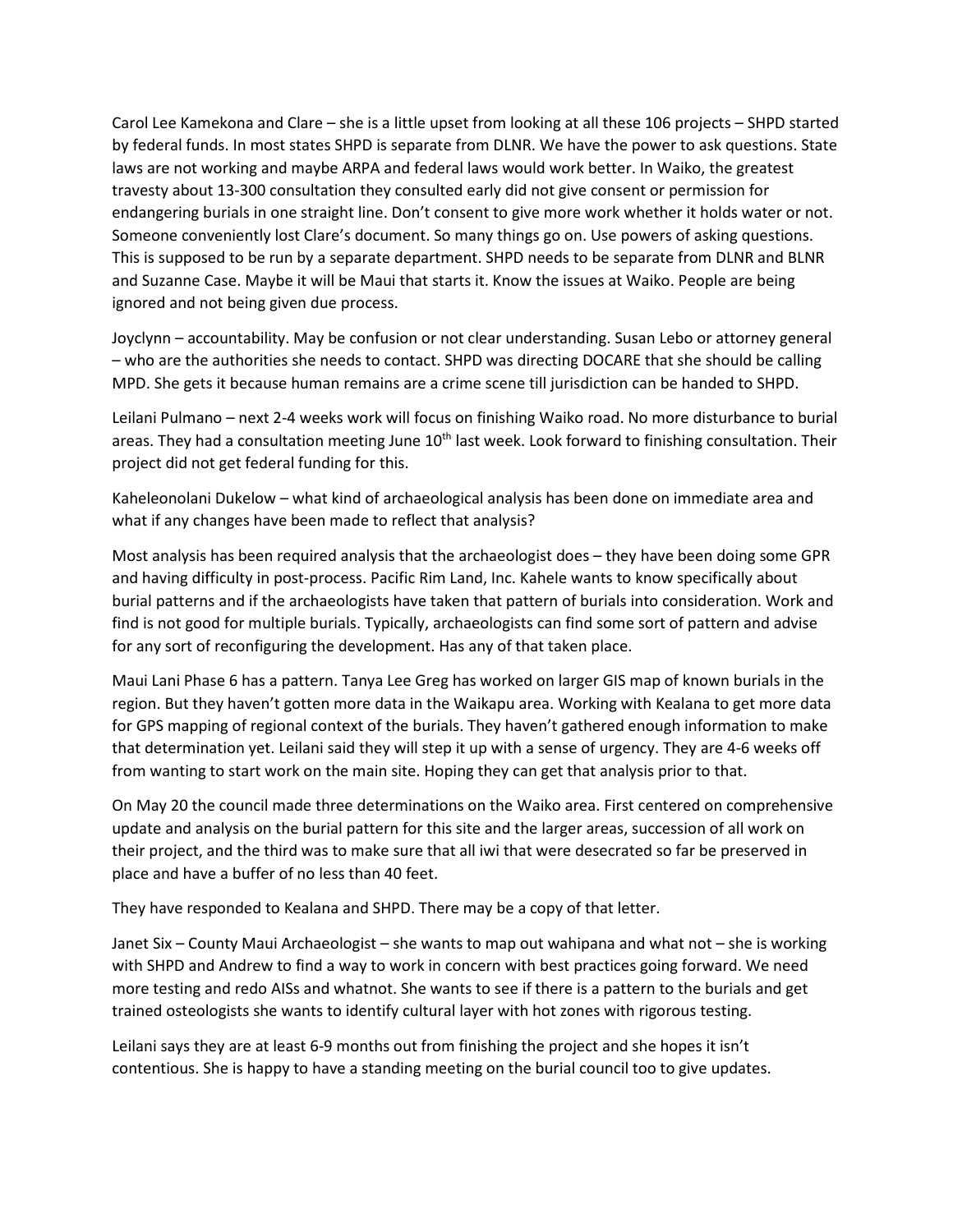Carol Lee Kamekona and Clare – she is a little upset from looking at all these 106 projects – SHPD started by federal funds. In most states SHPD is separate from DLNR. We have the power to ask questions. State laws are not working and maybe ARPA and federal laws would work better. In Waiko, the greatest travesty about 13-300 consultation they consulted early did not give consent or permission for endangering burials in one straight line. Don't consent to give more work whether it holds water or not. Someone conveniently lost Clare's document. So many things go on. Use powers of asking questions. This is supposed to be run by a separate department. SHPD needs to be separate from DLNR and BLNR and Suzanne Case. Maybe it will be Maui that starts it. Know the issues at Waiko. People are being ignored and not being given due process.

Joyclynn – accountability. May be confusion or not clear understanding. Susan Lebo or attorney general – who are the authorities she needs to contact. SHPD was directing DOCARE that she should be calling MPD. She gets it because human remains are a crime scene till jurisdiction can be handed to SHPD.

Leilani Pulmano – next 2-4 weeks work will focus on finishing Waiko road. No more disturbance to burial areas. They had a consultation meeting June 10th last week. Look forward to finishing consultation. Their project did not get federal funding for this.

Kaheleonolani Dukelow – what kind of archaeological analysis has been done on immediate area and what if any changes have been made to reflect that analysis?

Most analysis has been required analysis that the archaeologist does – they have been doing some GPR and having difficulty in post-process. Pacific Rim Land, Inc. Kahele wants to know specifically about burial patterns and if the archaeologists have taken that pattern of burials into consideration. Work and find is not good for multiple burials. Typically, archaeologists can find some sort of pattern and advise for any sort of reconfiguring the development. Has any of that taken place.

Maui Lani Phase 6 has a pattern. Tanya Lee Greg has worked on larger GIS map of known burials in the region. But they haven't gotten more data in the Waikapu area. Working with Kealana to get more data for GPS mapping of regional context of the burials. They haven't gathered enough information to make that determination yet. Leilani said they will step it up with a sense of urgency. They are 4-6 weeks off from wanting to start work on the main site. Hoping they can get that analysis prior to that.

On May 20 the council made three determinations on the Waiko area. First centered on comprehensive update and analysis on the burial pattern for this site and the larger areas, succession of all work on their project, and the third was to make sure that all iwi that were desecrated so far be preserved in place and have a buffer of no less than 40 feet.

They have responded to Kealana and SHPD. There may be a copy of that letter.

Janet Six – County Maui Archaeologist – she wants to map out wahipana and what not – she is working with SHPD and Andrew to find a way to work in concern with best practices going forward. We need more testing and redo AISs and whatnot. She wants to see if there is a pattern to the burials and get trained osteologists she wants to identify cultural layer with hot zones with rigorous testing.

Leilani says they are at least 6-9 months out from finishing the project and she hopes it isn't contentious. She is happy to have a standing meeting on the burial council too to give updates.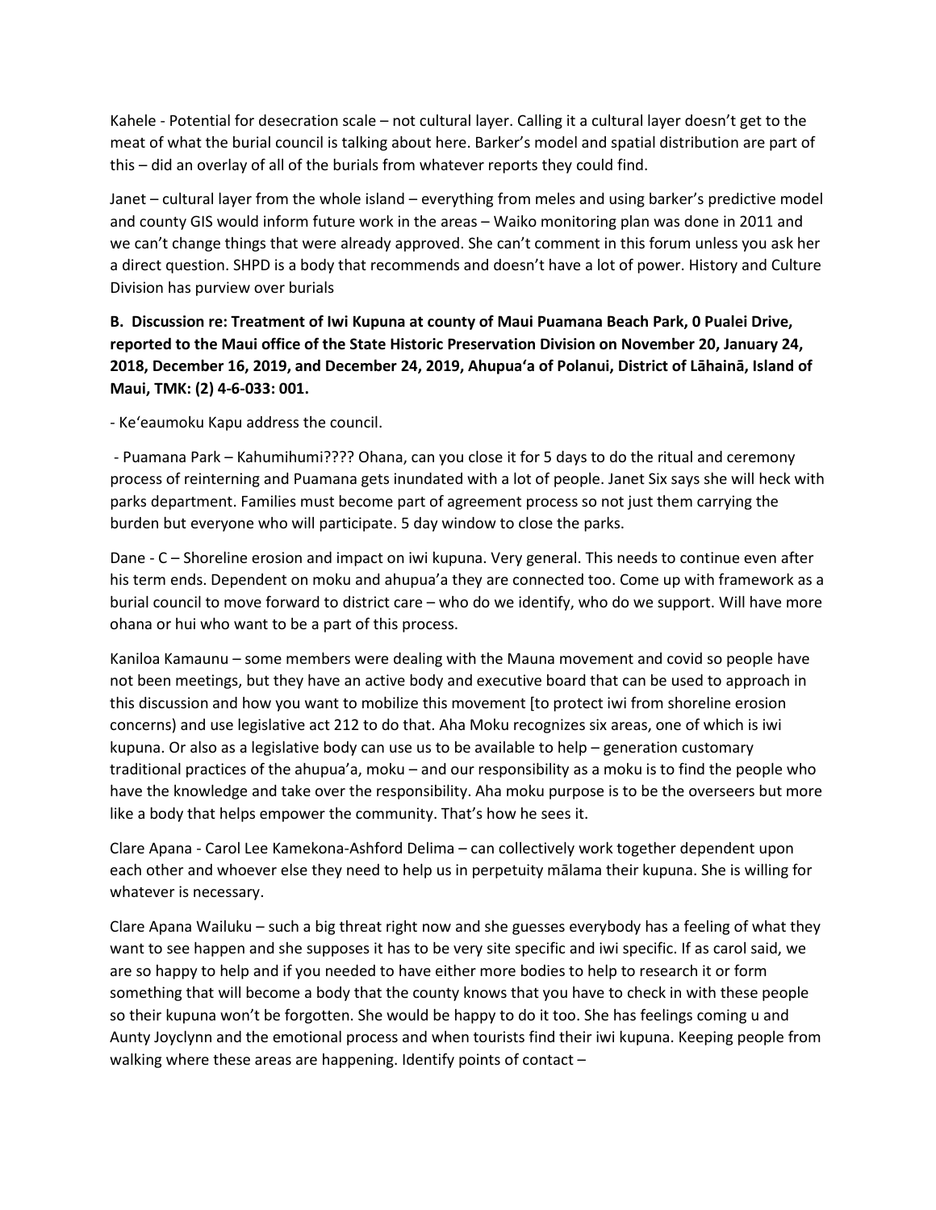Kahele - Potential for desecration scale – not cultural layer. Calling it a cultural layer doesn't get to the meat of what the burial council is talking about here. Barker's model and spatial distribution are part of this – did an overlay of all of the burials from whatever reports they could find.

Janet – cultural layer from the whole island – everything from meles and using barker's predictive model and county GIS would inform future work in the areas – Waiko monitoring plan was done in 2011 and we can't change things that were already approved. She can't comment in this forum unless you ask her a direct question. SHPD is a body that recommends and doesn't have a lot of power. History and Culture Division has purview over burials

**B. Discussion re: Treatment of Iwi Kupuna at county of Maui Puamana Beach Park, 0 Pualei Drive, reported to the Maui office of the State Historic Preservation Division on November 20, January 24, 2018, December 16, 2019, and December 24, 2019, Ahupuaʻa of Polanui, District of Lāhainā, Island of Maui, TMK: (2) 4-6-033: 001.**

- Keʻeaumoku Kapu address the council.

- Puamana Park – Kahumihumi???? Ohana, can you close it for 5 days to do the ritual and ceremony process of reinterning and Puamana gets inundated with a lot of people. Janet Six says she will heck with parks department. Families must become part of agreement process so not just them carrying the burden but everyone who will participate. 5 day window to close the parks.

Dane - C – Shoreline erosion and impact on iwi kupuna. Very general. This needs to continue even after his term ends. Dependent on moku and ahupua'a they are connected too. Come up with framework as a burial council to move forward to district care – who do we identify, who do we support. Will have more ohana or hui who want to be a part of this process.

Kaniloa Kamaunu – some members were dealing with the Mauna movement and covid so people have not been meetings, but they have an active body and executive board that can be used to approach in this discussion and how you want to mobilize this movement [to protect iwi from shoreline erosion concerns) and use legislative act 212 to do that. Aha Moku recognizes six areas, one of which is iwi kupuna. Or also as a legislative body can use us to be available to help – generation customary traditional practices of the ahupua'a, moku – and our responsibility as a moku is to find the people who have the knowledge and take over the responsibility. Aha moku purpose is to be the overseers but more like a body that helps empower the community. That's how he sees it.

Clare Apana - Carol Lee Kamekona-Ashford Delima – can collectively work together dependent upon each other and whoever else they need to help us in perpetuity mālama their kupuna. She is willing for whatever is necessary.

Clare Apana Wailuku – such a big threat right now and she guesses everybody has a feeling of what they want to see happen and she supposes it has to be very site specific and iwi specific. If as carol said, we are so happy to help and if you needed to have either more bodies to help to research it or form something that will become a body that the county knows that you have to check in with these people so their kupuna won't be forgotten. She would be happy to do it too. She has feelings coming u and Aunty Joyclynn and the emotional process and when tourists find their iwi kupuna. Keeping people from walking where these areas are happening. Identify points of contact –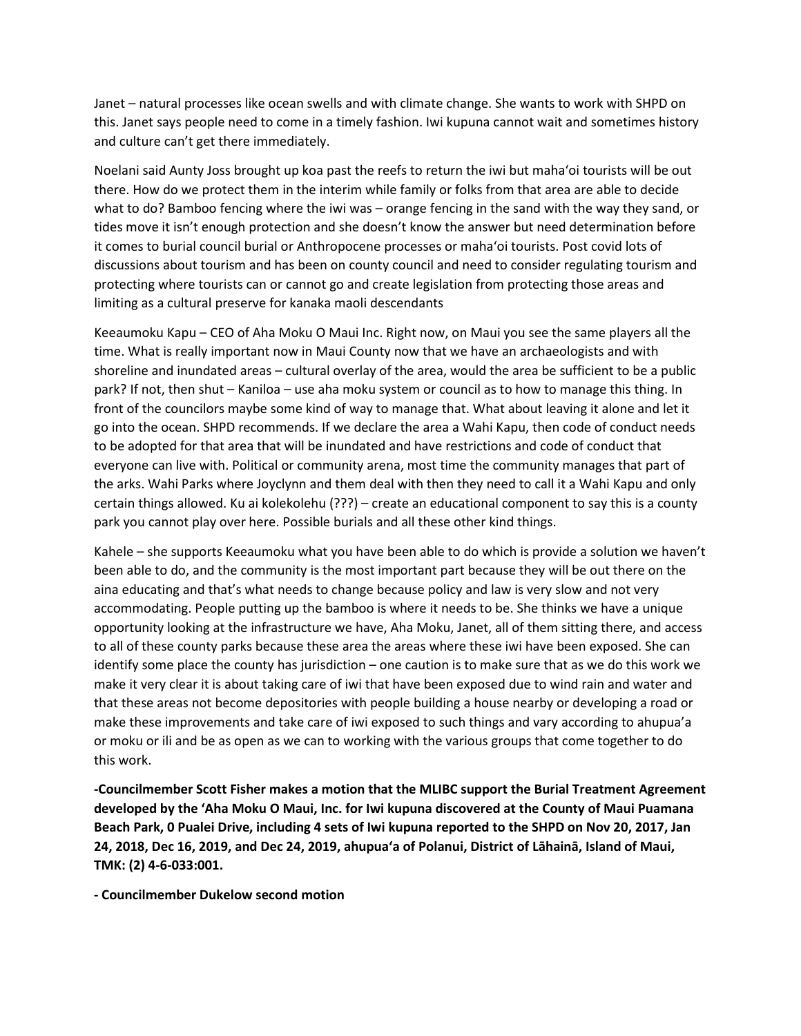Janet – natural processes like ocean swells and with climate change. She wants to work with SHPD on this. Janet says people need to come in a timely fashion. Iwi kupuna cannot wait and sometimes history and culture can't get there immediately.

Noelani said Aunty Joss brought up koa past the reefs to return the iwi but maha'oi tourists will be out there. How do we protect them in the interim while family or folks from that area are able to decide what to do? Bamboo fencing where the iwi was – orange fencing in the sand with the way they sand, or tides move it isn't enough protection and she doesn't know the answer but need determination before it comes to burial council burial or Anthropocene processes or maha'oi tourists. Post covid lots of discussions about tourism and has been on county council and need to consider regulating tourism and protecting where tourists can or cannot go and create legislation from protecting those areas and limiting as a cultural preserve for kanaka maoli descendants

Keeaumoku Kapu – CEO of Aha Moku O Maui Inc. Right now, on Maui you see the same players all the time. What is really important now in Maui County now that we have an archaeologists and with shoreline and inundated areas – cultural overlay of the area, would the area be sufficient to be a public park? If not, then shut – Kaniloa – use aha moku system or council as to how to manage this thing. In front of the councilors maybe some kind of way to manage that. What about leaving it alone and let it go into the ocean. SHPD recommends. If we declare the area a Wahi Kapu, then code of conduct needs to be adopted for that area that will be inundated and have restrictions and code of conduct that everyone can live with. Political or community arena, most time the community manages that part of the arks. Wahi Parks where Joyclynn and them deal with then they need to call it a Wahi Kapu and only certain things allowed. Ku ai kolekolehu (???) – create an educational component to say this is a county park you cannot play over here. Possible burials and all these other kind things.

Kahele – she supports Keeaumoku what you have been able to do which is provide a solution we haven't been able to do, and the community is the most important part because they will be out there on the aina educating and that's what needs to change because policy and law is very slow and not very accommodating. People putting up the bamboo is where it needs to be. She thinks we have a unique opportunity looking at the infrastructure we have, Aha Moku, Janet, all of them sitting there, and access to all of these county parks because these area the areas where these iwi have been exposed. She can identify some place the county has jurisdiction – one caution is to make sure that as we do this work we make it very clear it is about taking care of iwi that have been exposed due to wind rain and water and that these areas not become depositories with people building a house nearby or developing a road or make these improvements and take care of iwi exposed to such things and vary according to ahupua'a or moku or ili and be as open as we can to working with the various groups that come together to do this work.

**-Councilmember Scott Fisher makes a motion that the MLIBC support the Burial Treatment Agreement developed by the 'Aha Moku O Maui, Inc. for Iwi kupuna discovered at the County of Maui Puamana Beach Park, 0 Pualei Drive, including 4 sets of Iwi kupuna reported to the SHPD on Nov 20, 2017, Jan 24, 2018, Dec 16, 2019, and Dec 24, 2019, ahupua'a of Polanui, District of Lāhainā, Island of Maui, TMK: (2) 4-6-033:001.**

**- Councilmember Dukelow second motion**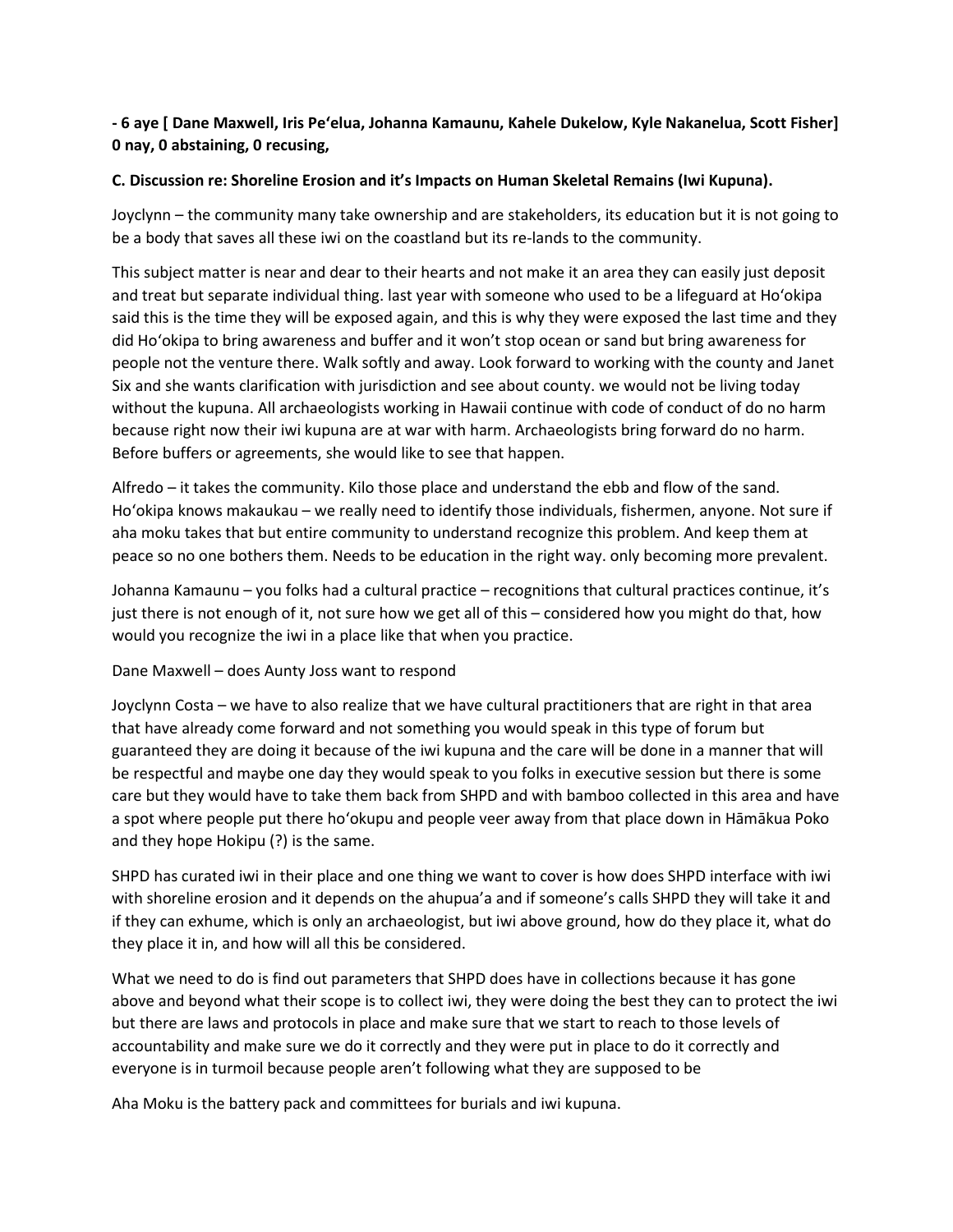**- 6 aye [ Dane Maxwell, Iris Pe'elua, Johanna Kamaunu, Kahele Dukelow, Kyle Nakanelua, Scott Fisher] 0 nay, 0 abstaining, 0 recusing,**

**C. Discussion re: Shoreline Erosion and it's Impacts on Human Skeletal Remains (Iwi Kupuna).**

Joyclynn – the community many take ownership and are stakeholders, its education but it is not going to be a body that saves all these iwi on the coastland but its re-lands to the community.

This subject matter is near and dear to their hearts and not make it an area they can easily just deposit and treat but separate individual thing. last year with someone who used to be a lifeguard at Ho'okipa said this is the time they will be exposed again, and this is why they were exposed the last time and they did Ho'okipa to bring awareness and buffer and it won't stop ocean or sand but bring awareness for people not the venture there. Walk softly and away. Look forward to working with the county and Janet Six and she wants clarification with jurisdiction and see about county. we would not be living today without the kupuna. All archaeologists working in Hawaii continue with code of conduct of do no harm because right now their iwi kupuna are at war with harm. Archaeologists bring forward do no harm. Before buffers or agreements, she would like to see that happen.

Alfredo – it takes the community. Kilo those place and understand the ebb and flow of the sand. Ho'okipa knows makaukau – we really need to identify those individuals, fishermen, anyone. Not sure if aha moku takes that but entire community to understand recognize this problem. And keep them at peace so no one bothers them. Needs to be education in the right way. only becoming more prevalent.

Johanna Kamaunu – you folks had a cultural practice – recognitions that cultural practices continue, it's just there is not enough of it, not sure how we get all of this – considered how you might do that, how would you recognize the iwi in a place like that when you practice.

Dane Maxwell – does Aunty Joss want to respond

Joyclynn Costa – we have to also realize that we have cultural practitioners that are right in that area that have already come forward and not something you would speak in this type of forum but guaranteed they are doing it because of the iwi kupuna and the care will be done in a manner that will be respectful and maybe one day they would speak to you folks in executive session but there is some care but they would have to take them back from SHPD and with bamboo collected in this area and have a spot where people put there ho'okupu and people veer away from that place down in Hāmākua Poko and they hope Hokipu (?) is the same.

SHPD has curated iwi in their place and one thing we want to cover is how does SHPD interface with iwi with shoreline erosion and it depends on the ahupua'a and if someone's calls SHPD they will take it and if they can exhume, which is only an archaeologist, but iwi above ground, how do they place it, what do they place it in, and how will all this be considered.

What we need to do is find out parameters that SHPD does have in collections because it has gone above and beyond what their scope is to collect iwi, they were doing the best they can to protect the iwi but there are laws and protocols in place and make sure that we start to reach to those levels of accountability and make sure we do it correctly and they were put in place to do it correctly and everyone is in turmoil because people aren't following what they are supposed to be

Aha Moku is the battery pack and committees for burials and iwi kupuna.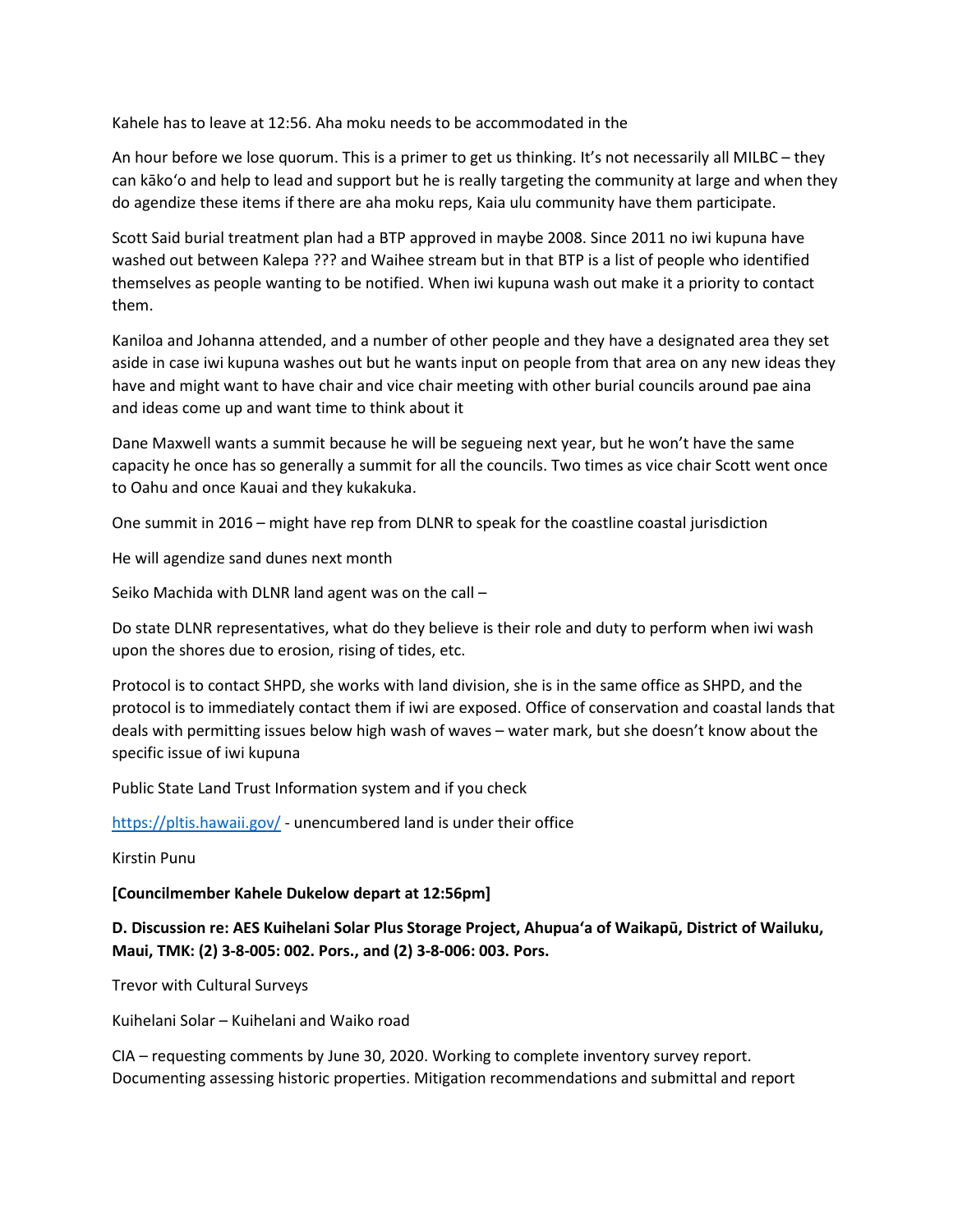Kahele has to leave at 12:56. Aha moku needs to be accommodated in the

An hour before we lose quorum. This is a primer to get us thinking. It's not necessarily all MILBC – they can kākoʻo and help to lead and support but he is really targeting the community at large and when they do agendize these items if there are aha moku reps, Kaia ulu community have them participate.

Scott Said burial treatment plan had a BTP approved in maybe 2008. Since 2011 no iwi kupuna have washed out between Kalepa ??? and Waihee stream but in that BTP is a list of people who identified themselves as people wanting to be notified. When iwi kupuna wash out make it a priority to contact them.

Kaniloa and Johanna attended, and a number of other people and they have a designated area they set aside in case iwi kupuna washes out but he wants input on people from that area on any new ideas they have and might want to have chair and vice chair meeting with other burial councils around pae aina and ideas come up and want time to think about it

Dane Maxwell wants a summit because he will be segueing next year, but he won't have the same capacity he once has so generally a summit for all the councils. Two times as vice chair Scott went once to Oahu and once Kauai and they kukakuka.

One summit in 2016 – might have rep from DLNR to speak for the coastline coastal jurisdiction

He will agendize sand dunes next month

Seiko Machida with DLNR land agent was on the call –

Do state DLNR representatives, what do they believe is their role and duty to perform when iwi wash upon the shores due to erosion, rising of tides, etc.

Protocol is to contact SHPD, she works with land division, she is in the same office as SHPD, and the protocol is to immediately contact them if iwi are exposed. Office of conservation and coastal lands that deals with permitting issues below high wash of waves – water mark, but she doesn't know about the specific issue of iwi kupuna

Public State Land Trust Information system and if you check

https://pltis.hawaii.gov/ - unencumbered land is under their office

Kirstin Punu

**[Councilmember Kahele Dukelow depart at 12:56pm]**

**D. Discussion re: AES Kuihelani Solar Plus Storage Project, Ahupuaʻa of Waikapū, District of Wailuku, Maui, TMK: (2) 3-8-005: 002. Pors., and (2) 3-8-006: 003. Pors.**

Trevor with Cultural Surveys

Kuihelani Solar – Kuihelani and Waiko road

CIA – requesting comments by June 30, 2020. Working to complete inventory survey report. Documenting assessing historic properties. Mitigation recommendations and submittal and report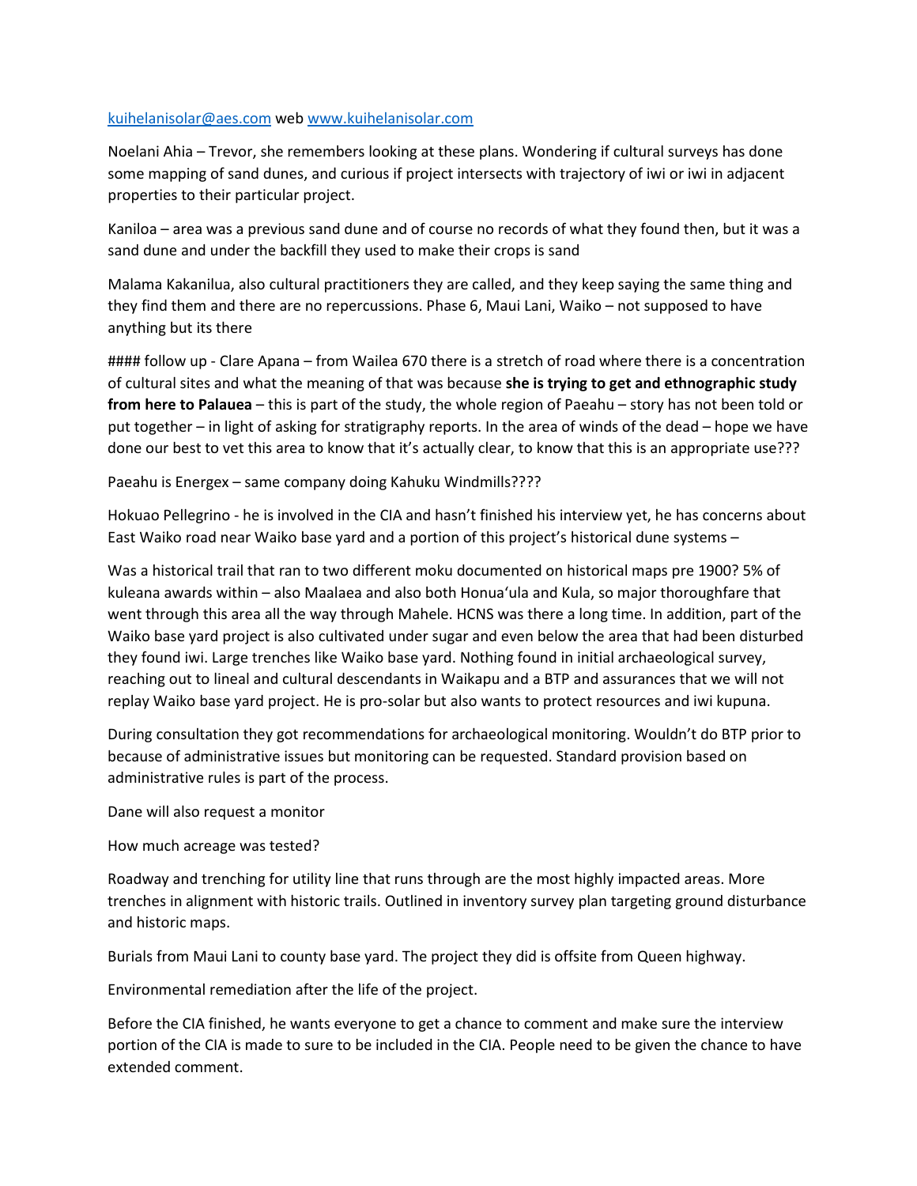[kuihelanisolar@aes.com](mailto:kuihelanisolar@aes.com) web [www.kuihelanisolar.com](http://www.kuihelanisolar.com)

Noelani Ahia – Trevor, she remembers looking at these plans. Wondering if cultural surveys has done some mapping of sand dunes, and curious if project intersects with trajectory of iwi or iwi in adjacent properties to their particular project.

Kaniloa – area was a previous sand dune and of course no records of what they found then, but it was a sand dune and under the backfill they used to make their crops is sand

Malama Kakanilua, also cultural practitioners they are called, and they keep saying the same thing and they find them and there are no repercussions. Phase 6, Maui Lani, Waiko – not supposed to have anything but its there

#### follow up - Clare Apana – from Wailea 670 there is a stretch of road where there is a concentration of cultural sites and what the meaning of that was because **she is trying to get and ethnographic study from here to Palauea** – this is part of the study, the whole region of Paeahu – story has not been told or put together – in light of asking for stratigraphy reports. In the area of winds of the dead – hope we have done our best to vet this area to know that it's actually clear, to know that this is an appropriate use???

Paeahu is Energex – same company doing Kahuku Windmills????

Hokuao Pellegrino - he is involved in the CIA and hasn't finished his interview yet, he has concerns about East Waiko road near Waiko base yard and a portion of this project's historical dune systems –

Was a historical trail that ran to two different moku documented on historical maps pre 1900? 5% of kuleana awards within – also Maalaea and also both Honuaʻula and Kula, so major thoroughfare that went through this area all the way through Mahele. HCNS was there a long time. In addition, part of the Waiko base yard project is also cultivated under sugar and even below the area that had been disturbed they found iwi. Large trenches like Waiko base yard. Nothing found in initial archaeological survey, reaching out to lineal and cultural descendants in Waikapu and a BTP and assurances that we will not replay Waiko base yard project. He is pro-solar but also wants to protect resources and iwi kupuna.

During consultation they got recommendations for archaeological monitoring. Wouldn't do BTP prior to because of administrative issues but monitoring can be requested. Standard provision based on administrative rules is part of the process.

Dane will also request a monitor

How much acreage was tested?

Roadway and trenching for utility line that runs through are the most highly impacted areas. More trenches in alignment with historic trails. Outlined in inventory survey plan targeting ground disturbance and historic maps.

Burials from Maui Lani to county base yard. The project they did is offsite from Queen highway.

Environmental remediation after the life of the project.

Before the CIA finished, he wants everyone to get a chance to comment and make sure the interview portion of the CIA is made to sure to be included in the CIA. People need to be given the chance to have extended comment.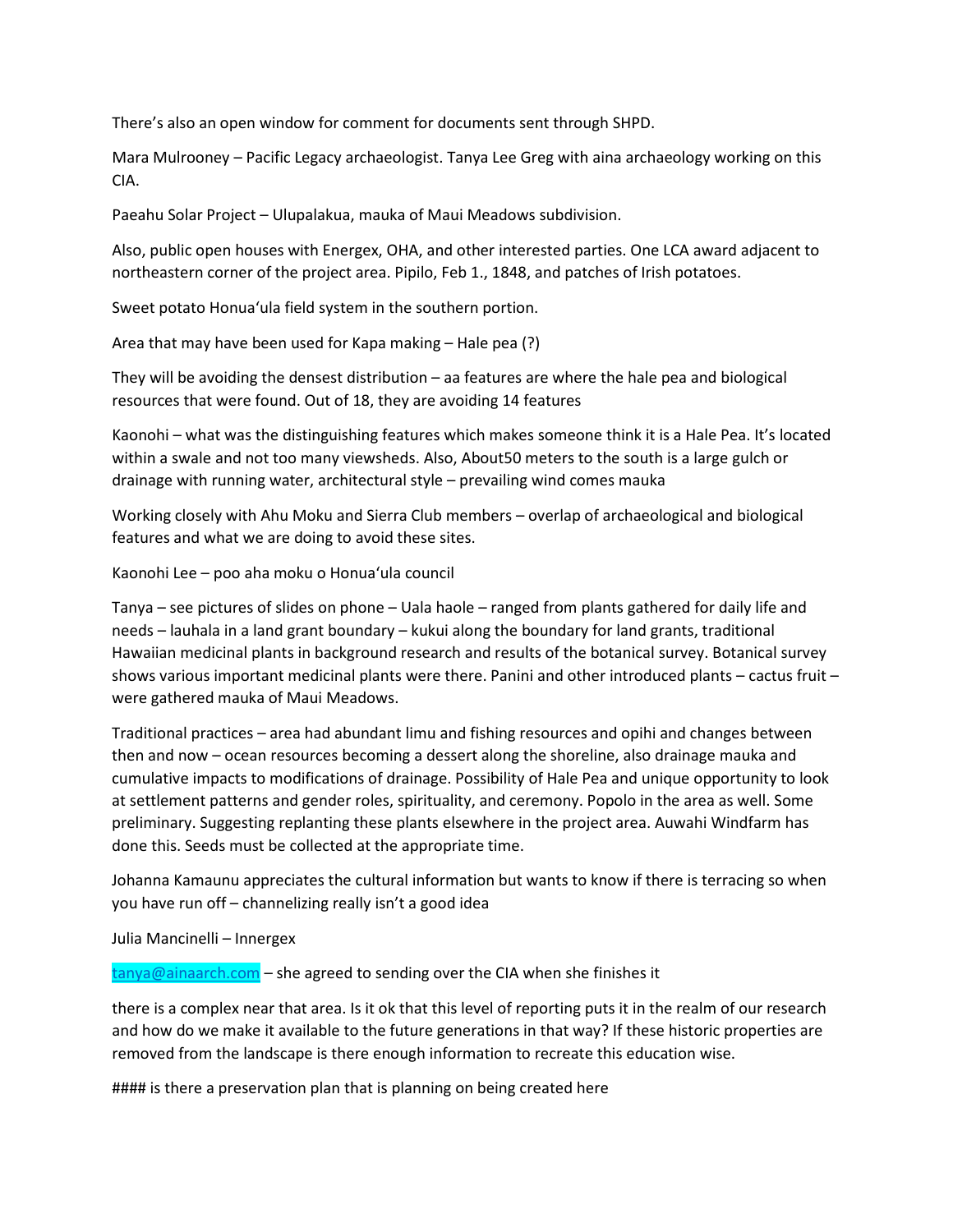There's also an open window for comment for documents sent through SHPD.

Mara Mulrooney – Pacific Legacy archaeologist. Tanya Lee Greg with aina archaeology working on this CIA.

Paeahu Solar Project – Ulupalakua, mauka of Maui Meadows subdivision.

Also, public open houses with Energex, OHA, and other interested parties. One LCA award adjacent to northeastern corner of the project area. Pipilo, Feb 1., 1848, and patches of Irish potatoes.

Sweet potato Honuaʻula field system in the southern portion.

Area that may have been used for Kapa making – Hale pea (?)

They will be avoiding the densest distribution – aa features are where the hale pea and biological resources that were found. Out of 18, they are avoiding 14 features

Kaonohi – what was the distinguishing features which makes someone think it is a Hale Pea. It's located within a swale and not too many viewsheds. Also, About50 meters to the south is a large gulch or drainage with running water, architectural style – prevailing wind comes mauka

Working closely with Ahu Moku and Sierra Club members – overlap of archaeological and biological features and what we are doing to avoid these sites.

Kaonohi Lee – poo aha moku o Honuaʻula council

Tanya – see pictures of slides on phone – Uala haole – ranged from plants gathered for daily life and needs – lauhala in a land grant boundary – kukui along the boundary for land grants, traditional Hawaiian medicinal plants in background research and results of the botanical survey. Botanical survey shows various important medicinal plants were there. Panini and other introduced plants – cactus fruit – were gathered mauka of Maui Meadows.

Traditional practices – area had abundant limu and fishing resources and opihi and changes between then and now – ocean resources becoming a dessert along the shoreline, also drainage mauka and cumulative impacts to modifications of drainage. Possibility of Hale Pea and unique opportunity to look at settlement patterns and gender roles, spirituality, and ceremony. Popolo in the area as well. Some preliminary. Suggesting replanting these plants elsewhere in the project area. Auwahi Windfarm has done this. Seeds must be collected at the appropriate time.

Johanna Kamaunu appreciates the cultural information but wants to know if there is terracing so when you have run off – channelizing really isn't a good idea

Julia Mancinelli – Innergex

tanya@ainaarch.com – she agreed to sending over the CIA when she finishes it

there is a complex near that area. Is it ok that this level of reporting puts it in the realm of our research and how do we make it available to the future generations in that way? If these historic properties are removed from the landscape is there enough information to recreate this education wise.

#### is there a preservation plan that is planning on being created here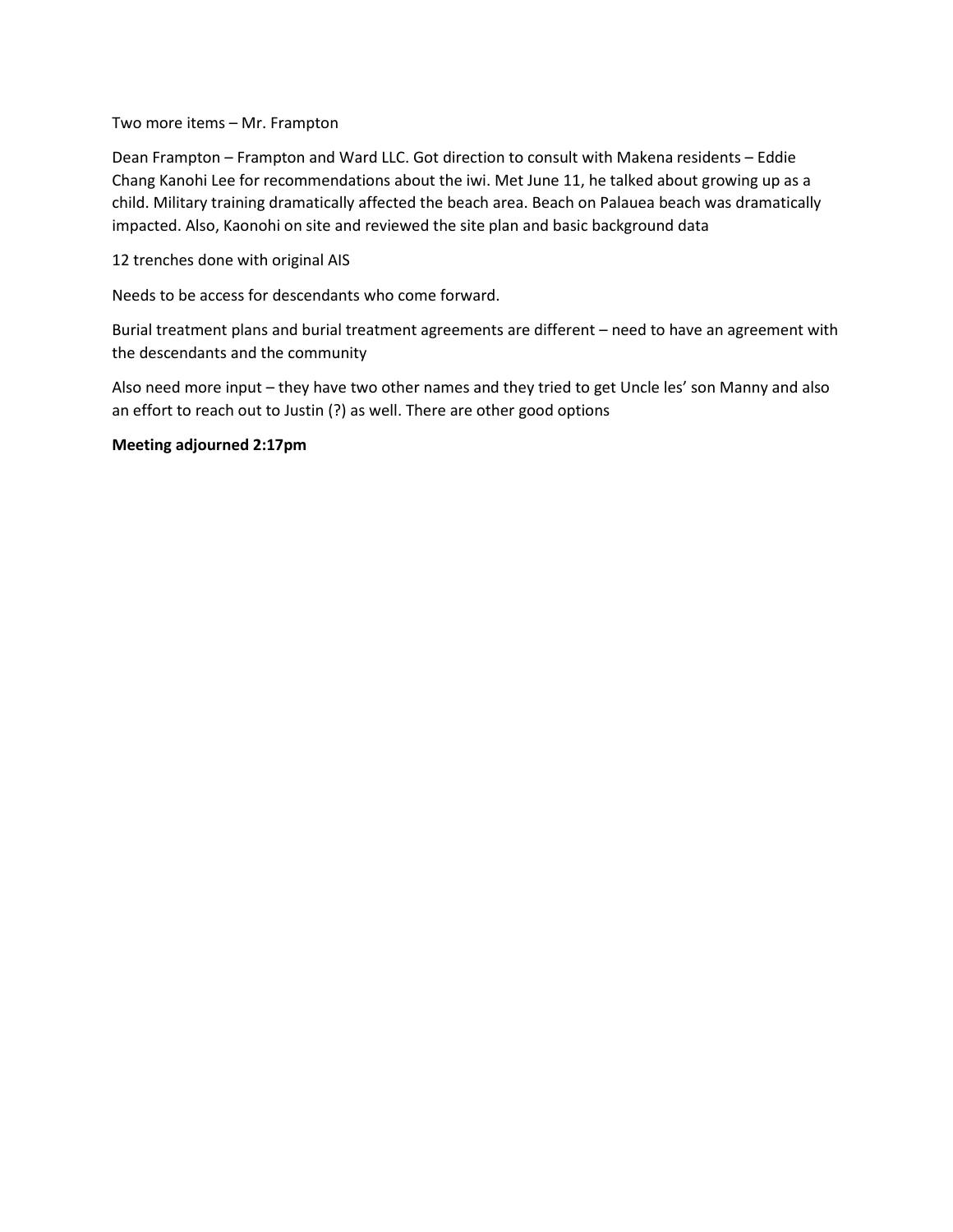Two more items – Mr. Frampton

Dean Frampton – Frampton and Ward LLC. Got direction to consult with Makena residents – Eddie Chang Kanohi Lee for recommendations about the iwi. Met June 11, he talked about growing up as a child. Military training dramatically affected the beach area. Beach on Palauea beach was dramatically impacted. Also, Kaonohi on site and reviewed the site plan and basic background data

12 trenches done with original AIS

Needs to be access for descendants who come forward.

Burial treatment plans and burial treatment agreements are different – need to have an agreement with the descendants and the community

Also need more input – they have two other names and they tried to get Uncle les' son Manny and also an effort to reach out to Justin (?) as well. There are other good options

**Meeting adjourned 2:17pm**